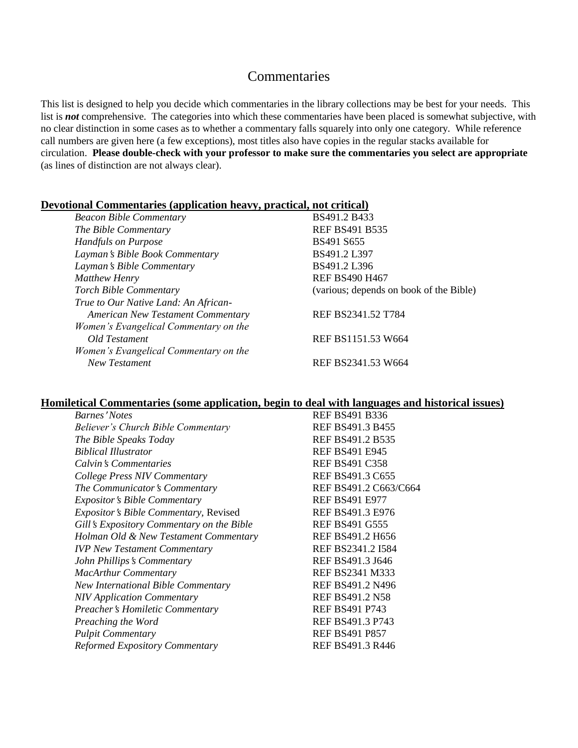# Commentaries

This list is designed to help you decide which commentaries in the library collections may be best for your needs. This list is ***not*** comprehensive. The categories into which these commentaries have been placed is somewhat subjective, with no clear distinction in some cases as to whether a commentary falls squarely into only one category. While reference call numbers are given here (a few exceptions), most titles also have copies in the regular stacks available for circulation. **Please double-check with your professor to make sure the commentaries you select are appropriate** (as lines of distinction are not always clear).

## Devotional Commentaries (application heavy, practical, not critical)

| Title | Call Number |
|---|---|
| *Beacon Bible Commentary* | BS491.2 B433 |
| *The Bible Commentary* | REF BS491 B535 |
| *Handfuls on Purpose* | BS491 S655 |
| *Layman's Bible Book Commentary* | BS491.2 L397 |
| *Layman's Bible Commentary* | BS491.2 L396 |
| *Matthew Henry* | REF BS490 H467 |
| *Torch Bible Commentary* | (various; depends on book of the Bible) |
| *True to Our Native Land: An African-American New Testament Commentary* | REF BS2341.52 T784 |
| *Women's Evangelical Commentary on the Old Testament* | REF BS1151.53 W664 |
| *Women's Evangelical Commentary on the New Testament* | REF BS2341.53 W664 |

## Homiletical Commentaries (some application, begin to deal with languages and historical issues)

| Title | Call Number |
|---|---|
| *Barnes' Notes* | REF BS491 B336 |
| *Believer's Church Bible Commentary* | REF BS491.3 B455 |
| *The Bible Speaks Today* | REF BS491.2 B535 |
| *Biblical Illustrator* | REF BS491 E945 |
| *Calvin's Commentaries* | REF BS491 C358 |
| *College Press NIV Commentary* | REF BS491.3 C655 |
| *The Communicator's Commentary* | REF BS491.2 C663/C664 |
| *Expositor's Bible Commentary* | REF BS491 E977 |
| *Expositor's Bible Commentary,* Revised | REF BS491.3 E976 |
| *Gill's Expository Commentary on the Bible* | REF BS491 G555 |
| *Holman Old & New Testament Commentary* | REF BS491.2 H656 |
| *IVP New Testament Commentary* | REF BS2341.2 I584 |
| *John Phillips's Commentary* | REF BS491.3 J646 |
| *MacArthur Commentary* | REF BS2341 M333 |
| *New International Bible Commentary* | REF BS491.2 N496 |
| *NIV Application Commentary* | REF BS491.2 N58 |
| *Preacher's Homiletic Commentary* | REF BS491 P743 |
| *Preaching the Word* | REF BS491.3 P743 |
| *Pulpit Commentary* | REF BS491 P857 |
| *Reformed Expository Commentary* | REF BS491.3 R446 |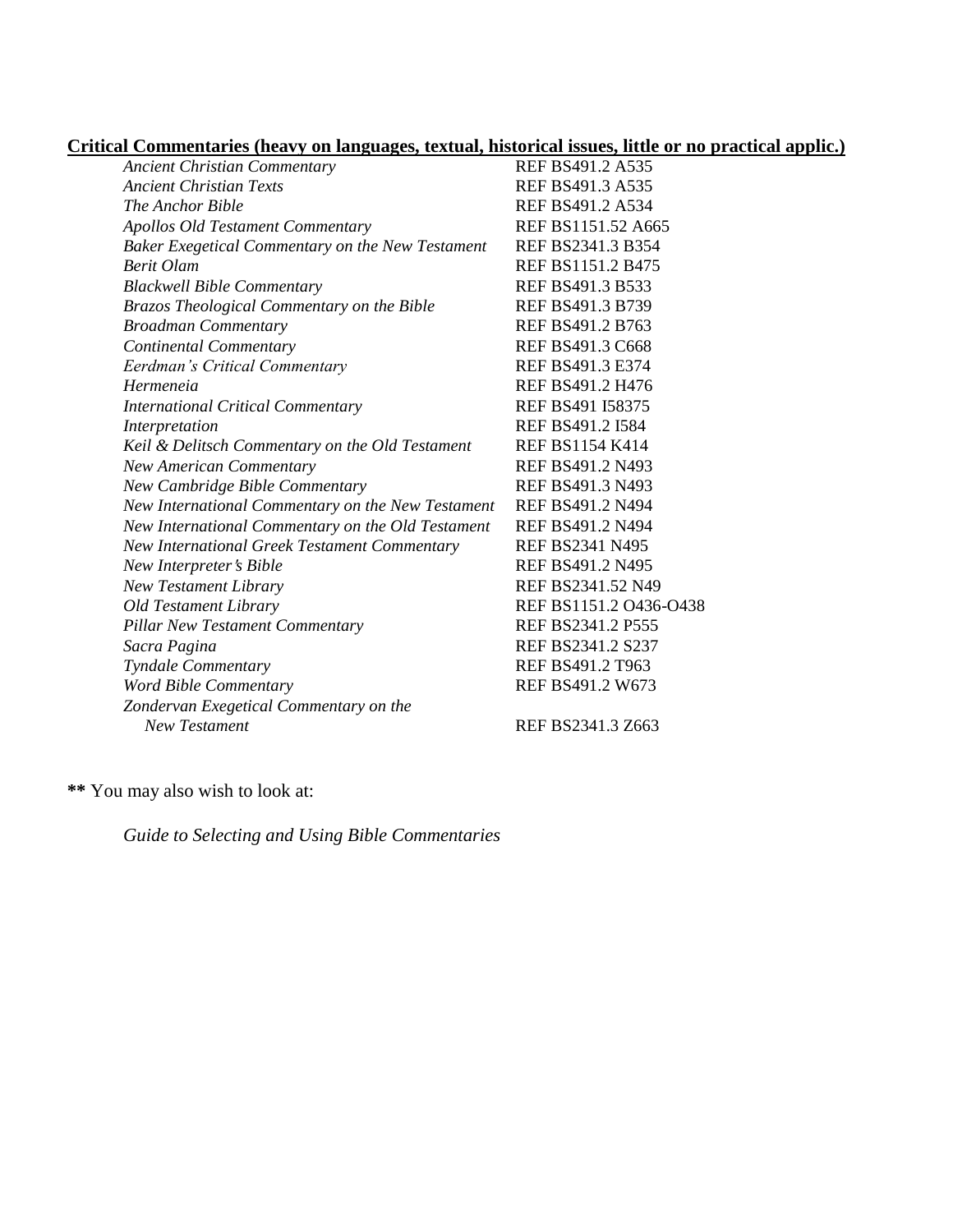**Critical Commentaries (heavy on languages, textual, historical issues, little or no practical applic.)**

| | |
|---|---|
| *Ancient Christian Commentary* | REF BS491.2 A535 |
| *Ancient Christian Texts* | REF BS491.3 A535 |
| *The Anchor Bible* | REF BS491.2 A534 |
| *Apollos Old Testament Commentary* | REF BS1151.52 A665 |
| *Baker Exegetical Commentary on the New Testament* | REF BS2341.3 B354 |
| *Berit Olam* | REF BS1151.2 B475 |
| *Blackwell Bible Commentary* | REF BS491.3 B533 |
| *Brazos Theological Commentary on the Bible* | REF BS491.3 B739 |
| *Broadman Commentary* | REF BS491.2 B763 |
| *Continental Commentary* | REF BS491.3 C668 |
| *Eerdman's Critical Commentary* | REF BS491.3 E374 |
| *Hermeneia* | REF BS491.2 H476 |
| *International Critical Commentary* | REF BS491 I58375 |
| *Interpretation* | REF BS491.2 I584 |
| *Keil & Delitsch Commentary on the Old Testament* | REF BS1154 K414 |
| *New American Commentary* | REF BS491.2 N493 |
| *New Cambridge Bible Commentary* | REF BS491.3 N493 |
| *New International Commentary on the New Testament* | REF BS491.2 N494 |
| *New International Commentary on the Old Testament* | REF BS491.2 N494 |
| *New International Greek Testament Commentary* | REF BS2341 N495 |
| *New Interpreter's Bible* | REF BS491.2 N495 |
| *New Testament Library* | REF BS2341.52 N49 |
| *Old Testament Library* | REF BS1151.2 O436-O438 |
| *Pillar New Testament Commentary* | REF BS2341.2 P555 |
| *Sacra Pagina* | REF BS2341.2 S237 |
| *Tyndale Commentary* | REF BS491.2 T963 |
| *Word Bible Commentary* | REF BS491.2 W673 |
| *Zondervan Exegetical Commentary on the New Testament* | REF BS2341.3 Z663 |

**\*\*** You may also wish to look at:

*Guide to Selecting and Using Bible Commentaries*